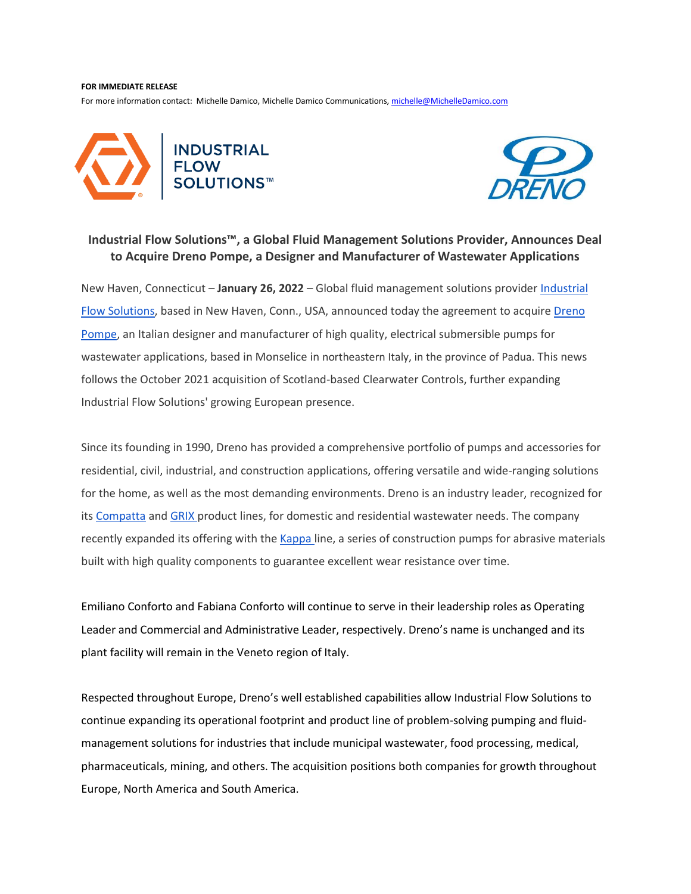**FOR IMMEDIATE RELEASE**

For more information contact: Michelle Damico, Michelle Damico Communications, michelle@MichelleDamico.com

## Industrial Flow Solutions™, a Global Fluid Management Solutions Provider, Announces Deal to Acquire Dreno Pompe, a Designer and Manufacturer of Wastewater Applications

New Haven, Connecticut – **January 26, 2022** – Global fluid management solutions provider Industrial Flow Solutions, based in New Haven, Conn., USA, announced today the agreement to acquire Dreno Pompe, an Italian designer and manufacturer of high quality, electrical submersible pumps for wastewater applications, based in Monselice in northeastern Italy, in the province of Padua. This news follows the October 2021 acquisition of Scotland-based Clearwater Controls, further expanding Industrial Flow Solutions' growing European presence.

Since its founding in 1990, Dreno has provided a comprehensive portfolio of pumps and accessories for residential, civil, industrial, and construction applications, offering versatile and wide-ranging solutions for the home, as well as the most demanding environments. Dreno is an industry leader, recognized for its Compatta and GRIX product lines, for domestic and residential wastewater needs. The company recently expanded its offering with the Kappa line, a series of construction pumps for abrasive materials built with high quality components to guarantee excellent wear resistance over time.

Emiliano Conforto and Fabiana Conforto will continue to serve in their leadership roles as Operating Leader and Commercial and Administrative Leader, respectively. Dreno's name is unchanged and its plant facility will remain in the Veneto region of Italy.

Respected throughout Europe, Dreno's well established capabilities allow Industrial Flow Solutions to continue expanding its operational footprint and product line of problem-solving pumping and fluid-management solutions for industries that include municipal wastewater, food processing, medical, pharmaceuticals, mining, and others. The acquisition positions both companies for growth throughout Europe, North America and South America.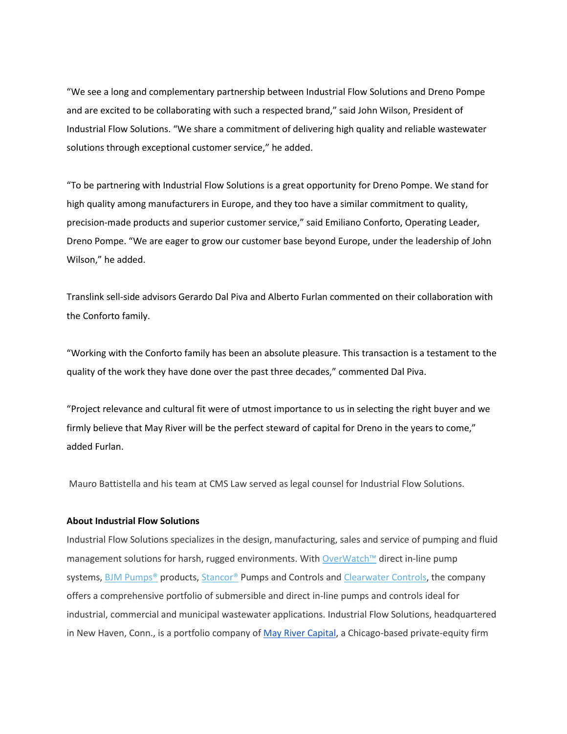"We see a long and complementary partnership between Industrial Flow Solutions and Dreno Pompe and are excited to be collaborating with such a respected brand," said John Wilson, President of Industrial Flow Solutions. "We share a commitment of delivering high quality and reliable wastewater solutions through exceptional customer service," he added.

"To be partnering with Industrial Flow Solutions is a great opportunity for Dreno Pompe. We stand for high quality among manufacturers in Europe, and they too have a similar commitment to quality, precision-made products and superior customer service," said Emiliano Conforto, Operating Leader, Dreno Pompe. "We are eager to grow our customer base beyond Europe, under the leadership of John Wilson," he added.

Translink sell-side advisors Gerardo Dal Piva and Alberto Furlan commented on their collaboration with the Conforto family.

"Working with the Conforto family has been an absolute pleasure. This transaction is a testament to the quality of the work they have done over the past three decades," commented Dal Piva.

"Project relevance and cultural fit were of utmost importance to us in selecting the right buyer and we firmly believe that May River will be the perfect steward of capital for Dreno in the years to come," added Furlan.

Mauro Battistella and his team at CMS Law served as legal counsel for Industrial Flow Solutions.

**About Industrial Flow Solutions**

Industrial Flow Solutions specializes in the design, manufacturing, sales and service of pumping and fluid management solutions for harsh, rugged environments. With OverWatch™ direct in-line pump systems, BJM Pumps® products, Stancor® Pumps and Controls and Clearwater Controls, the company offers a comprehensive portfolio of submersible and direct in-line pumps and controls ideal for industrial, commercial and municipal wastewater applications. Industrial Flow Solutions, headquartered in New Haven, Conn., is a portfolio company of May River Capital, a Chicago-based private-equity firm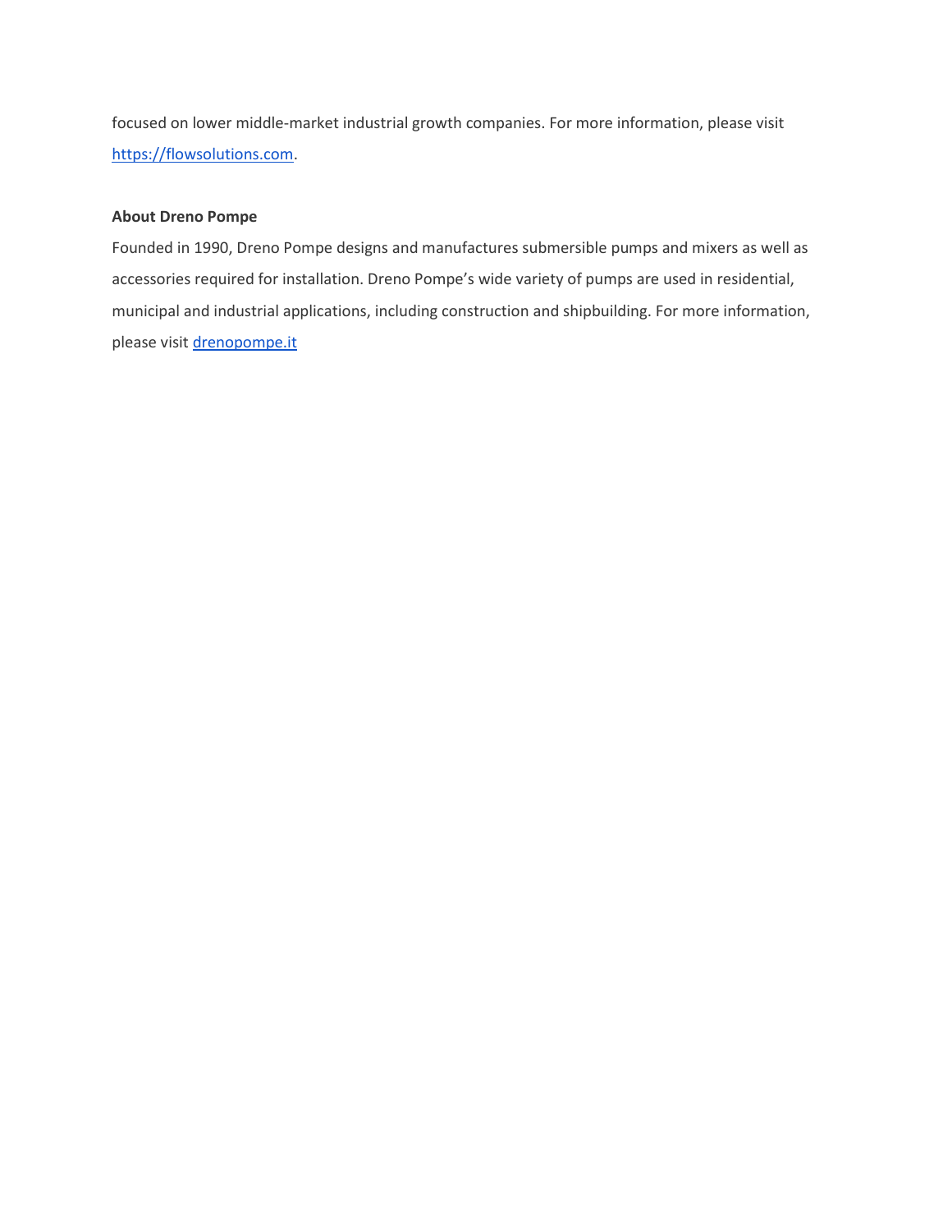focused on lower middle-market industrial growth companies. For more information, please visit [https://flowsolutions.com](https://flowsolutions.com).

**About Dreno Pompe**

Founded in 1990, Dreno Pompe designs and manufactures submersible pumps and mixers as well as accessories required for installation. Dreno Pompe's wide variety of pumps are used in residential, municipal and industrial applications, including construction and shipbuilding. For more information, please visit [drenopompe.it](drenopompe.it)